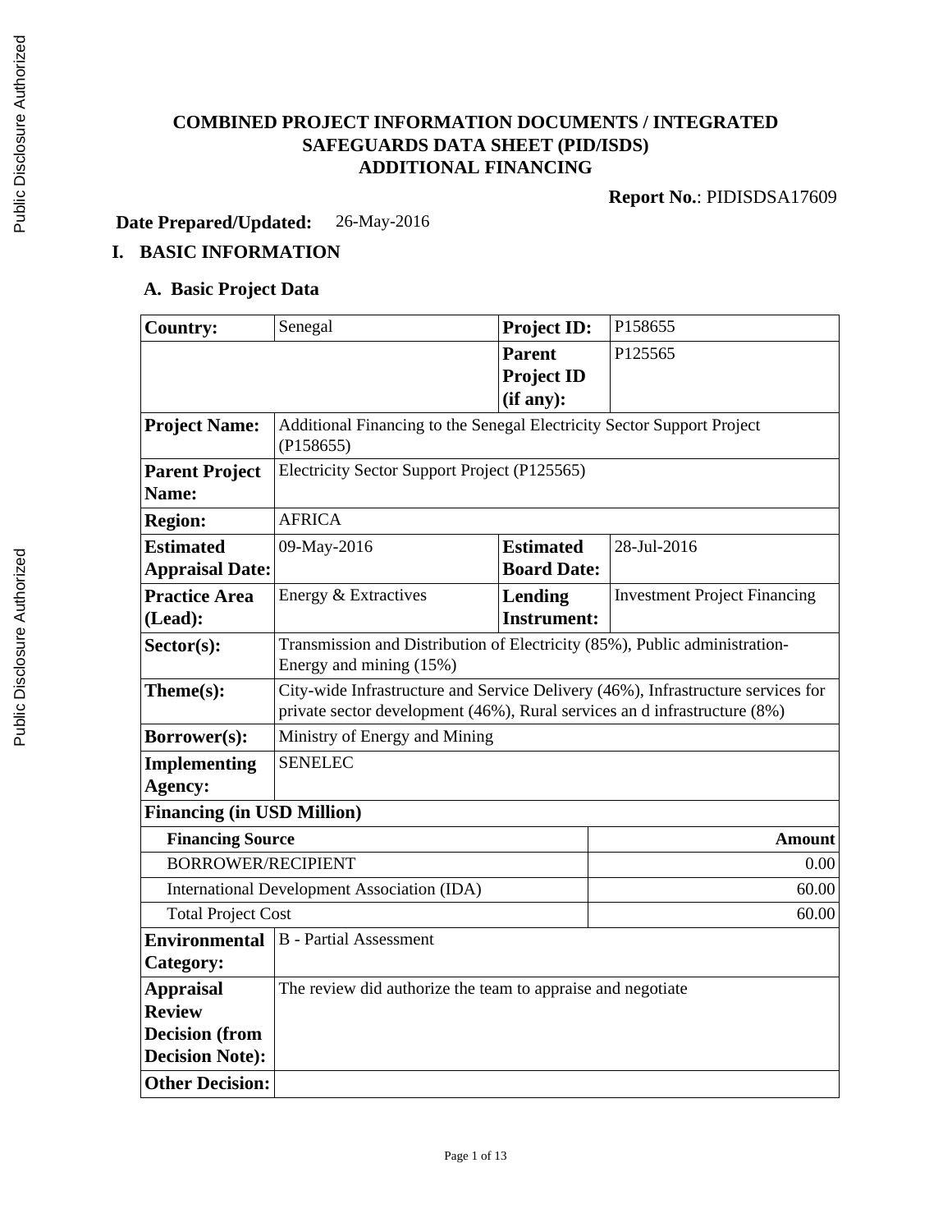# COMBINED PROJECT INFORMATION DOCUMENTS / INTEGRATED SAFEGUARDS DATA SHEET (PID/ISDS) ADDITIONAL FINANCING

**Report No.**: PIDISDSA17609

**Date Prepared/Updated:** 26-May-2016

## I. BASIC INFORMATION

### A. Basic Project Data

| | | | |
|---|---|---|---|
| **Country:** | Senegal | **Project ID:** | P158655 |
| | | **Parent Project ID (if any):** | P125565 |
| **Project Name:** | Additional Financing to the Senegal Electricity Sector Support Project (P158655) | | |
| **Parent Project Name:** | Electricity Sector Support Project (P125565) | | |
| **Region:** | AFRICA | | |
| **Estimated Appraisal Date:** | 09-May-2016 | **Estimated Board Date:** | 28-Jul-2016 |
| **Practice Area (Lead):** | Energy & Extractives | **Lending Instrument:** | Investment Project Financing |
| **Sector(s):** | Transmission and Distribution of Electricity (85%), Public administration-Energy and mining (15%) | | |
| **Theme(s):** | City-wide Infrastructure and Service Delivery (46%), Infrastructure services for private sector development (46%), Rural services an d infrastructure (8%) | | |
| **Borrower(s):** | Ministry of Energy and Mining | | |
| **Implementing Agency:** | SENELEC | | |

**Financing (in USD Million)**

| Financing Source | Amount |
|---|---:|
| BORROWER/RECIPIENT | 0.00 |
| International Development Association (IDA) | 60.00 |
| Total Project Cost | 60.00 |

| | |
|---|---|
| **Environmental Category:** | B - Partial Assessment |
| **Appraisal Review Decision (from Decision Note):** | The review did authorize the team to appraise and negotiate |
| **Other Decision:** | |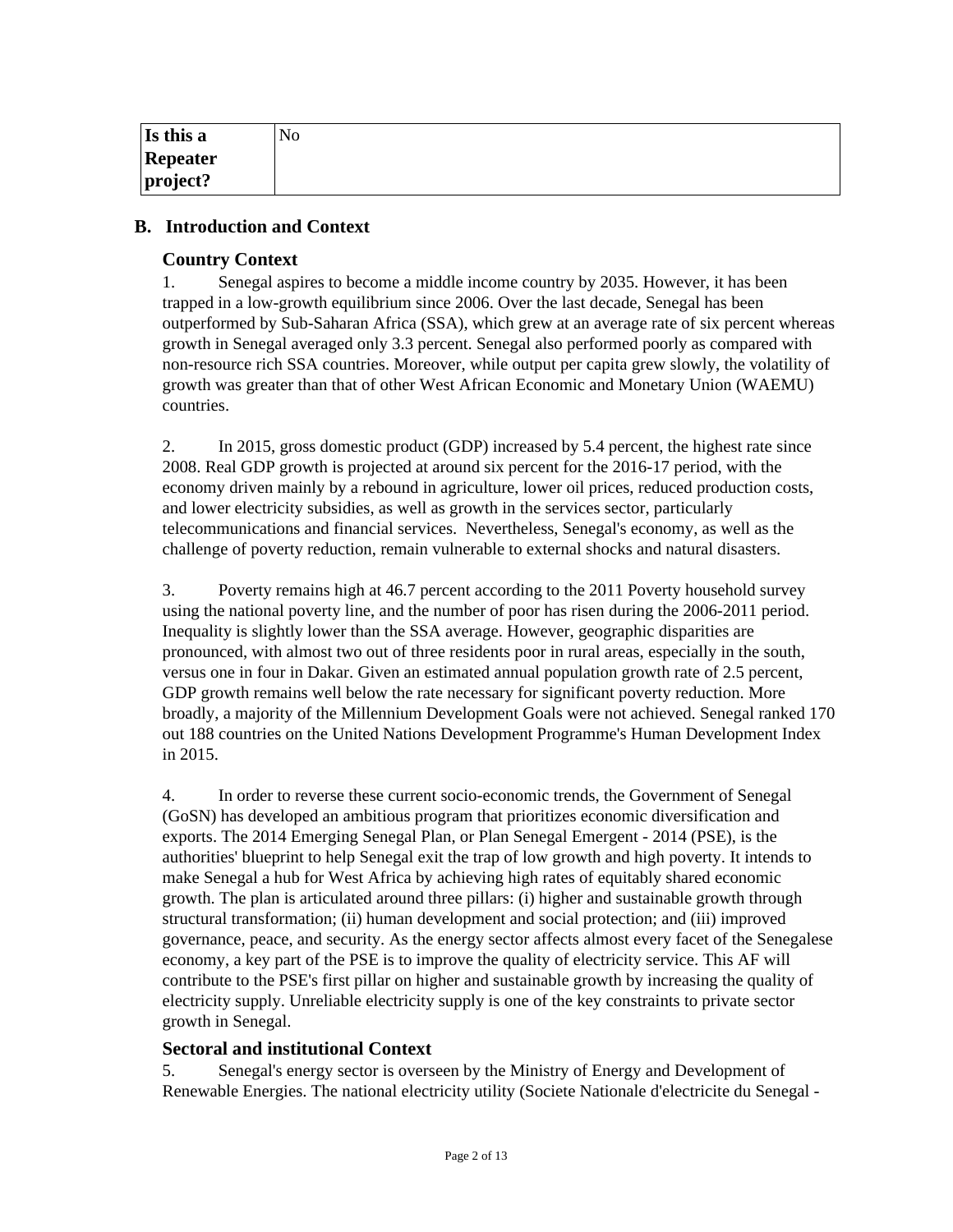| Is this a Repeater project? | No |
|---|---|

## B. Introduction and Context

### Country Context

1. Senegal aspires to become a middle income country by 2035. However, it has been trapped in a low-growth equilibrium since 2006. Over the last decade, Senegal has been outperformed by Sub-Saharan Africa (SSA), which grew at an average rate of six percent whereas growth in Senegal averaged only 3.3 percent. Senegal also performed poorly as compared with non-resource rich SSA countries. Moreover, while output per capita grew slowly, the volatility of growth was greater than that of other West African Economic and Monetary Union (WAEMU) countries.

2. In 2015, gross domestic product (GDP) increased by 5.4 percent, the highest rate since 2008. Real GDP growth is projected at around six percent for the 2016-17 period, with the economy driven mainly by a rebound in agriculture, lower oil prices, reduced production costs, and lower electricity subsidies, as well as growth in the services sector, particularly telecommunications and financial services. Nevertheless, Senegal's economy, as well as the challenge of poverty reduction, remain vulnerable to external shocks and natural disasters.

3. Poverty remains high at 46.7 percent according to the 2011 Poverty household survey using the national poverty line, and the number of poor has risen during the 2006-2011 period. Inequality is slightly lower than the SSA average. However, geographic disparities are pronounced, with almost two out of three residents poor in rural areas, especially in the south, versus one in four in Dakar. Given an estimated annual population growth rate of 2.5 percent, GDP growth remains well below the rate necessary for significant poverty reduction. More broadly, a majority of the Millennium Development Goals were not achieved. Senegal ranked 170 out 188 countries on the United Nations Development Programme's Human Development Index in 2015.

4. In order to reverse these current socio-economic trends, the Government of Senegal (GoSN) has developed an ambitious program that prioritizes economic diversification and exports. The 2014 Emerging Senegal Plan, or Plan Senegal Emergent - 2014 (PSE), is the authorities' blueprint to help Senegal exit the trap of low growth and high poverty. It intends to make Senegal a hub for West Africa by achieving high rates of equitably shared economic growth. The plan is articulated around three pillars: (i) higher and sustainable growth through structural transformation; (ii) human development and social protection; and (iii) improved governance, peace, and security. As the energy sector affects almost every facet of the Senegalese economy, a key part of the PSE is to improve the quality of electricity service. This AF will contribute to the PSE's first pillar on higher and sustainable growth by increasing the quality of electricity supply. Unreliable electricity supply is one of the key constraints to private sector growth in Senegal.

### Sectoral and institutional Context

5. Senegal's energy sector is overseen by the Ministry of Energy and Development of Renewable Energies. The national electricity utility (Societe Nationale d'electricite du Senegal -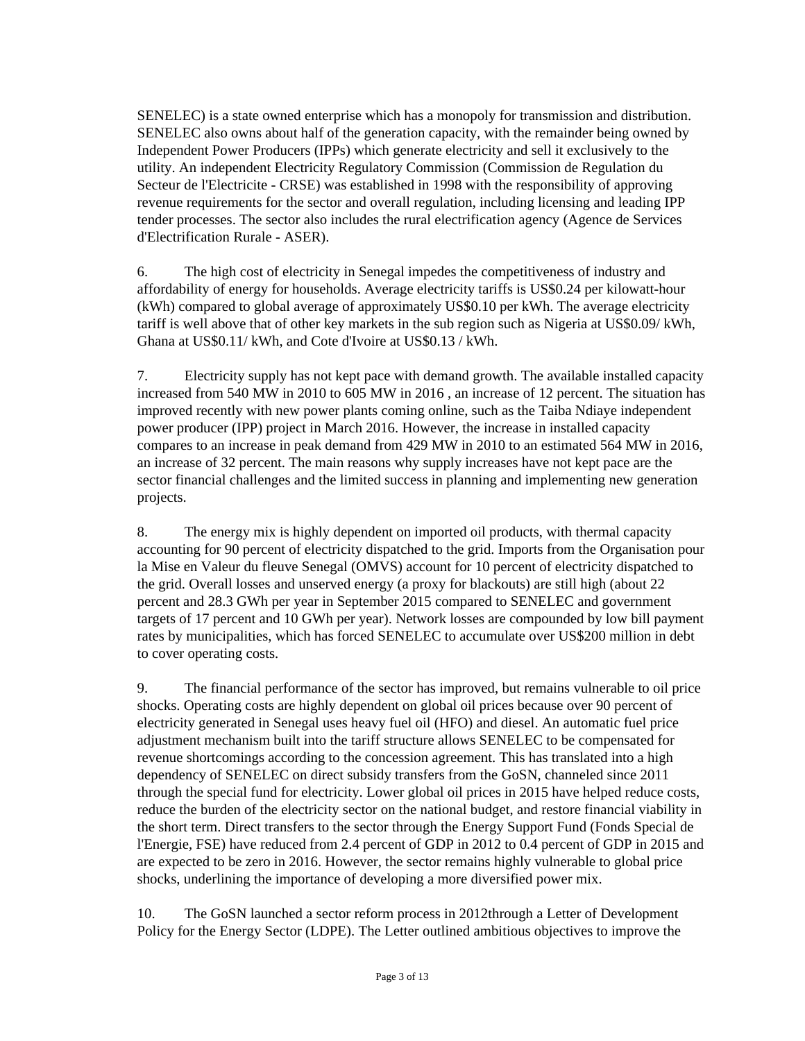SENELEC) is a state owned enterprise which has a monopoly for transmission and distribution. SENELEC also owns about half of the generation capacity, with the remainder being owned by Independent Power Producers (IPPs) which generate electricity and sell it exclusively to the utility. An independent Electricity Regulatory Commission (Commission de Regulation du Secteur de l'Electricite - CRSE) was established in 1998 with the responsibility of approving revenue requirements for the sector and overall regulation, including licensing and leading IPP tender processes. The sector also includes the rural electrification agency (Agence de Services d'Electrification Rurale - ASER).

6. The high cost of electricity in Senegal impedes the competitiveness of industry and affordability of energy for households. Average electricity tariffs is US$0.24 per kilowatt-hour (kWh) compared to global average of approximately US$0.10 per kWh. The average electricity tariff is well above that of other key markets in the sub region such as Nigeria at US$0.09/ kWh, Ghana at US$0.11/ kWh, and Cote d'Ivoire at US$0.13 / kWh.

7. Electricity supply has not kept pace with demand growth. The available installed capacity increased from 540 MW in 2010 to 605 MW in 2016 , an increase of 12 percent. The situation has improved recently with new power plants coming online, such as the Taiba Ndiaye independent power producer (IPP) project in March 2016. However, the increase in installed capacity compares to an increase in peak demand from 429 MW in 2010 to an estimated 564 MW in 2016, an increase of 32 percent. The main reasons why supply increases have not kept pace are the sector financial challenges and the limited success in planning and implementing new generation projects.

8. The energy mix is highly dependent on imported oil products, with thermal capacity accounting for 90 percent of electricity dispatched to the grid. Imports from the Organisation pour la Mise en Valeur du fleuve Senegal (OMVS) account for 10 percent of electricity dispatched to the grid. Overall losses and unserved energy (a proxy for blackouts) are still high (about 22 percent and 28.3 GWh per year in September 2015 compared to SENELEC and government targets of 17 percent and 10 GWh per year). Network losses are compounded by low bill payment rates by municipalities, which has forced SENELEC to accumulate over US$200 million in debt to cover operating costs.

9. The financial performance of the sector has improved, but remains vulnerable to oil price shocks. Operating costs are highly dependent on global oil prices because over 90 percent of electricity generated in Senegal uses heavy fuel oil (HFO) and diesel. An automatic fuel price adjustment mechanism built into the tariff structure allows SENELEC to be compensated for revenue shortcomings according to the concession agreement. This has translated into a high dependency of SENELEC on direct subsidy transfers from the GoSN, channeled since 2011 through the special fund for electricity. Lower global oil prices in 2015 have helped reduce costs, reduce the burden of the electricity sector on the national budget, and restore financial viability in the short term. Direct transfers to the sector through the Energy Support Fund (Fonds Special de l'Energie, FSE) have reduced from 2.4 percent of GDP in 2012 to 0.4 percent of GDP in 2015 and are expected to be zero in 2016. However, the sector remains highly vulnerable to global price shocks, underlining the importance of developing a more diversified power mix.

10. The GoSN launched a sector reform process in 2012through a Letter of Development Policy for the Energy Sector (LDPE). The Letter outlined ambitious objectives to improve the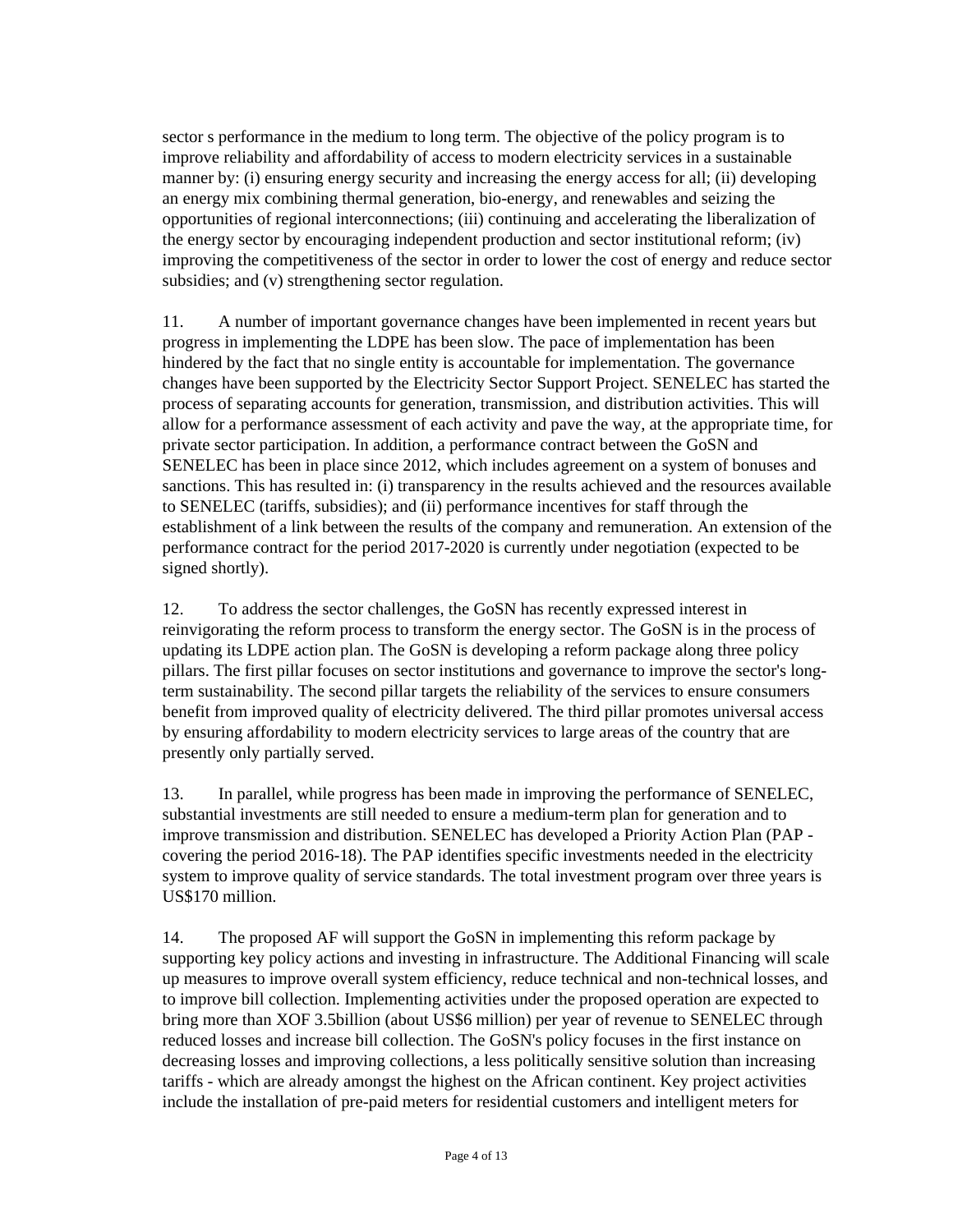sector s performance in the medium to long term. The objective of the policy program is to improve reliability and affordability of access to modern electricity services in a sustainable manner by: (i) ensuring energy security and increasing the energy access for all; (ii) developing an energy mix combining thermal generation, bio-energy, and renewables and seizing the opportunities of regional interconnections; (iii) continuing and accelerating the liberalization of the energy sector by encouraging independent production and sector institutional reform; (iv) improving the competitiveness of the sector in order to lower the cost of energy and reduce sector subsidies; and (v) strengthening sector regulation.

11. A number of important governance changes have been implemented in recent years but progress in implementing the LDPE has been slow. The pace of implementation has been hindered by the fact that no single entity is accountable for implementation. The governance changes have been supported by the Electricity Sector Support Project. SENELEC has started the process of separating accounts for generation, transmission, and distribution activities. This will allow for a performance assessment of each activity and pave the way, at the appropriate time, for private sector participation. In addition, a performance contract between the GoSN and SENELEC has been in place since 2012, which includes agreement on a system of bonuses and sanctions. This has resulted in: (i) transparency in the results achieved and the resources available to SENELEC (tariffs, subsidies); and (ii) performance incentives for staff through the establishment of a link between the results of the company and remuneration. An extension of the performance contract for the period 2017-2020 is currently under negotiation (expected to be signed shortly).

12. To address the sector challenges, the GoSN has recently expressed interest in reinvigorating the reform process to transform the energy sector. The GoSN is in the process of updating its LDPE action plan. The GoSN is developing a reform package along three policy pillars. The first pillar focuses on sector institutions and governance to improve the sector's long-term sustainability. The second pillar targets the reliability of the services to ensure consumers benefit from improved quality of electricity delivered. The third pillar promotes universal access by ensuring affordability to modern electricity services to large areas of the country that are presently only partially served.

13. In parallel, while progress has been made in improving the performance of SENELEC, substantial investments are still needed to ensure a medium-term plan for generation and to improve transmission and distribution. SENELEC has developed a Priority Action Plan (PAP - covering the period 2016-18). The PAP identifies specific investments needed in the electricity system to improve quality of service standards. The total investment program over three years is US$170 million.

14. The proposed AF will support the GoSN in implementing this reform package by supporting key policy actions and investing in infrastructure. The Additional Financing will scale up measures to improve overall system efficiency, reduce technical and non-technical losses, and to improve bill collection. Implementing activities under the proposed operation are expected to bring more than XOF 3.5billion (about US$6 million) per year of revenue to SENELEC through reduced losses and increase bill collection. The GoSN's policy focuses in the first instance on decreasing losses and improving collections, a less politically sensitive solution than increasing tariffs - which are already amongst the highest on the African continent. Key project activities include the installation of pre-paid meters for residential customers and intelligent meters for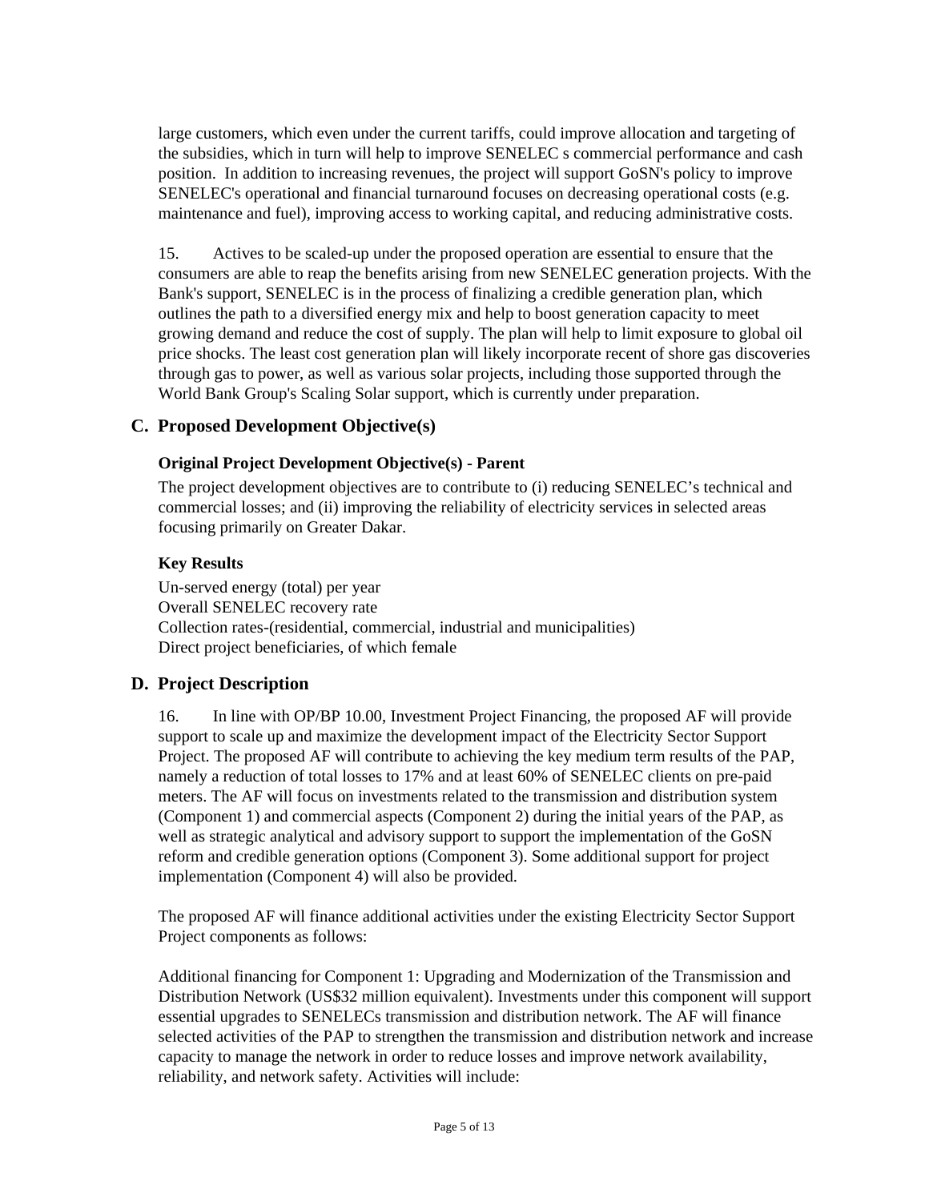large customers, which even under the current tariffs, could improve allocation and targeting of the subsidies, which in turn will help to improve SENELEC s commercial performance and cash position. In addition to increasing revenues, the project will support GoSN's policy to improve SENELEC's operational and financial turnaround focuses on decreasing operational costs (e.g. maintenance and fuel), improving access to working capital, and reducing administrative costs.

15. Actives to be scaled-up under the proposed operation are essential to ensure that the consumers are able to reap the benefits arising from new SENELEC generation projects. With the Bank's support, SENELEC is in the process of finalizing a credible generation plan, which outlines the path to a diversified energy mix and help to boost generation capacity to meet growing demand and reduce the cost of supply. The plan will help to limit exposure to global oil price shocks. The least cost generation plan will likely incorporate recent of shore gas discoveries through gas to power, as well as various solar projects, including those supported through the World Bank Group's Scaling Solar support, which is currently under preparation.

## C. Proposed Development Objective(s)

### Original Project Development Objective(s) - Parent

The project development objectives are to contribute to (i) reducing SENELEC's technical and commercial losses; and (ii) improving the reliability of electricity services in selected areas focusing primarily on Greater Dakar.

### Key Results

Un-served energy (total) per year
Overall SENELEC recovery rate
Collection rates-(residential, commercial, industrial and municipalities)
Direct project beneficiaries, of which female

## D. Project Description

16. In line with OP/BP 10.00, Investment Project Financing, the proposed AF will provide support to scale up and maximize the development impact of the Electricity Sector Support Project. The proposed AF will contribute to achieving the key medium term results of the PAP, namely a reduction of total losses to 17% and at least 60% of SENELEC clients on pre-paid meters. The AF will focus on investments related to the transmission and distribution system (Component 1) and commercial aspects (Component 2) during the initial years of the PAP, as well as strategic analytical and advisory support to support the implementation of the GoSN reform and credible generation options (Component 3). Some additional support for project implementation (Component 4) will also be provided.

The proposed AF will finance additional activities under the existing Electricity Sector Support Project components as follows:

Additional financing for Component 1: Upgrading and Modernization of the Transmission and Distribution Network (US$32 million equivalent). Investments under this component will support essential upgrades to SENELECs transmission and distribution network. The AF will finance selected activities of the PAP to strengthen the transmission and distribution network and increase capacity to manage the network in order to reduce losses and improve network availability, reliability, and network safety. Activities will include: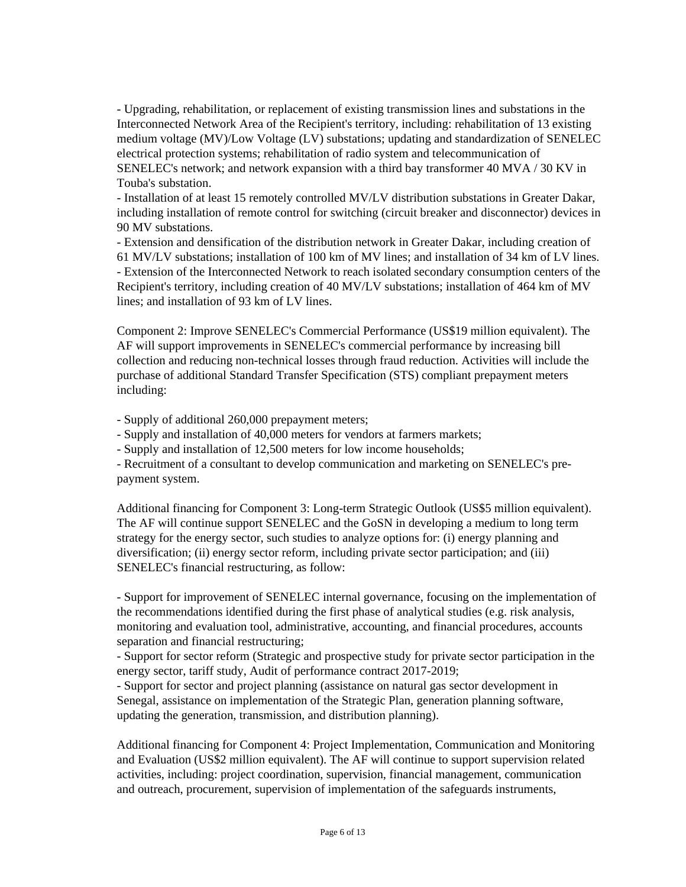- Upgrading, rehabilitation, or replacement of existing transmission lines and substations in the Interconnected Network Area of the Recipient's territory, including: rehabilitation of 13 existing medium voltage (MV)/Low Voltage (LV) substations; updating and standardization of SENELEC electrical protection systems; rehabilitation of radio system and telecommunication of SENELEC's network; and network expansion with a third bay transformer 40 MVA / 30 KV in Touba's substation.
- Installation of at least 15 remotely controlled MV/LV distribution substations in Greater Dakar, including installation of remote control for switching (circuit breaker and disconnector) devices in 90 MV substations.
- Extension and densification of the distribution network in Greater Dakar, including creation of 61 MV/LV substations; installation of 100 km of MV lines; and installation of 34 km of LV lines.
- Extension of the Interconnected Network to reach isolated secondary consumption centers of the Recipient's territory, including creation of 40 MV/LV substations; installation of 464 km of MV lines; and installation of 93 km of LV lines.

Component 2: Improve SENELEC's Commercial Performance (US$19 million equivalent). The AF will support improvements in SENELEC's commercial performance by increasing bill collection and reducing non-technical losses through fraud reduction. Activities will include the purchase of additional Standard Transfer Specification (STS) compliant prepayment meters including:

- Supply of additional 260,000 prepayment meters;
- Supply and installation of 40,000 meters for vendors at farmers markets;
- Supply and installation of 12,500 meters for low income households;
- Recruitment of a consultant to develop communication and marketing on SENELEC's pre-payment system.

Additional financing for Component 3: Long-term Strategic Outlook (US$5 million equivalent). The AF will continue support SENELEC and the GoSN in developing a medium to long term strategy for the energy sector, such studies to analyze options for: (i) energy planning and diversification; (ii) energy sector reform, including private sector participation; and (iii) SENELEC's financial restructuring, as follow:

- Support for improvement of SENELEC internal governance, focusing on the implementation of the recommendations identified during the first phase of analytical studies (e.g. risk analysis, monitoring and evaluation tool, administrative, accounting, and financial procedures, accounts separation and financial restructuring;
- Support for sector reform (Strategic and prospective study for private sector participation in the energy sector, tariff study, Audit of performance contract 2017-2019;
- Support for sector and project planning (assistance on natural gas sector development in Senegal, assistance on implementation of the Strategic Plan, generation planning software, updating the generation, transmission, and distribution planning).

Additional financing for Component 4: Project Implementation, Communication and Monitoring and Evaluation (US$2 million equivalent). The AF will continue to support supervision related activities, including: project coordination, supervision, financial management, communication and outreach, procurement, supervision of implementation of the safeguards instruments,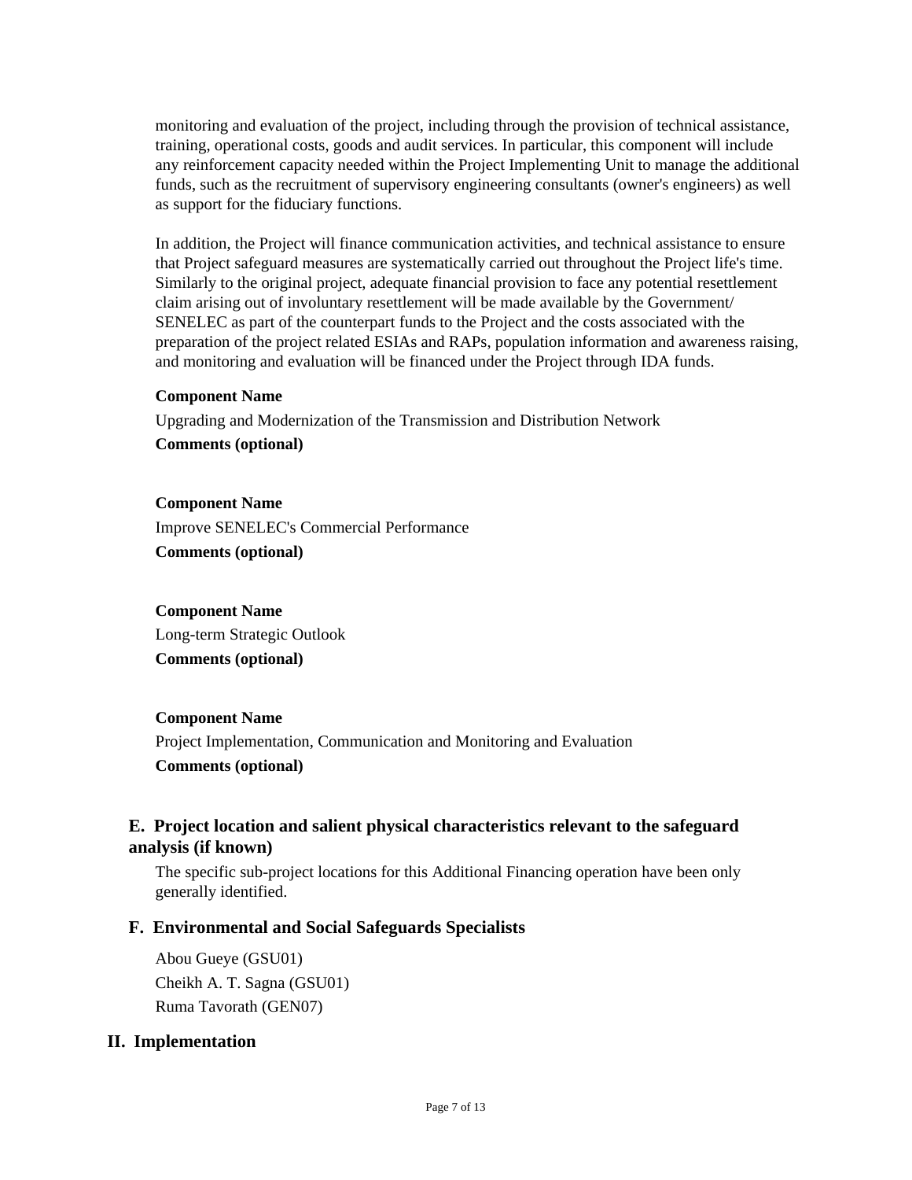monitoring and evaluation of the project, including through the provision of technical assistance, training, operational costs, goods and audit services. In particular, this component will include any reinforcement capacity needed within the Project Implementing Unit to manage the additional funds, such as the recruitment of supervisory engineering consultants (owner's engineers) as well as support for the fiduciary functions.

In addition, the Project will finance communication activities, and technical assistance to ensure that Project safeguard measures are systematically carried out throughout the Project life's time. Similarly to the original project, adequate financial provision to face any potential resettlement claim arising out of involuntary resettlement will be made available by the Government/ SENELEC as part of the counterpart funds to the Project and the costs associated with the preparation of the project related ESIAs and RAPs, population information and awareness raising, and monitoring and evaluation will be financed under the Project through IDA funds.

**Component Name**

Upgrading and Modernization of the Transmission and Distribution Network

**Comments (optional)**

**Component Name**

Improve SENELEC's Commercial Performance

**Comments (optional)**

**Component Name**

Long-term Strategic Outlook

**Comments (optional)**

**Component Name**

Project Implementation, Communication and Monitoring and Evaluation

**Comments (optional)**

### E. Project location and salient physical characteristics relevant to the safeguard analysis (if known)

The specific sub-project locations for this Additional Financing operation have been only generally identified.

### F. Environmental and Social Safeguards Specialists

Abou Gueye (GSU01)
Cheikh A. T. Sagna (GSU01)
Ruma Tavorath (GEN07)

## II. Implementation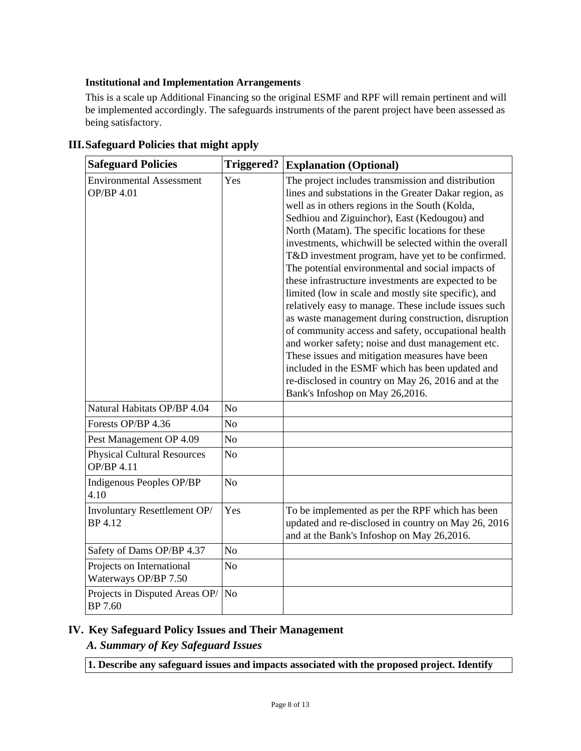**Institutional and Implementation Arrangements**

This is a scale up Additional Financing so the original ESMF and RPF will remain pertinent and will be implemented accordingly. The safeguards instruments of the parent project have been assessed as being satisfactory.

## III. Safeguard Policies that might apply

| Safeguard Policies | Triggered? | Explanation (Optional) |
|---|---|---|
| Environmental Assessment OP/BP 4.01 | Yes | The project includes transmission and distribution lines and substations in the Greater Dakar region, as well as in others regions in the South (Kolda, Sedhiou and Ziguinchor), East (Kedougou) and North (Matam). The specific locations for these investments, whichwill be selected within the overall T&D investment program, have yet to be confirmed. The potential environmental and social impacts of these infrastructure investments are expected to be limited (low in scale and mostly site specific), and relatively easy to manage. These include issues such as waste management during construction, disruption of community access and safety, occupational health and worker safety; noise and dust management etc. These issues and mitigation measures have been included in the ESMF which has been updated and re-disclosed in country on May 26, 2016 and at the Bank's Infoshop on May 26,2016. |
| Natural Habitats OP/BP 4.04 | No | |
| Forests OP/BP 4.36 | No | |
| Pest Management OP 4.09 | No | |
| Physical Cultural Resources OP/BP 4.11 | No | |
| Indigenous Peoples OP/BP 4.10 | No | |
| Involuntary Resettlement OP/BP 4.12 | Yes | To be implemented as per the RPF which has been updated and re-disclosed in country on May 26, 2016 and at the Bank's Infoshop on May 26,2016. |
| Safety of Dams OP/BP 4.37 | No | |
| Projects on International Waterways OP/BP 7.50 | No | |
| Projects in Disputed Areas OP/BP 7.60 | No | |

## IV. Key Safeguard Policy Issues and Their Management

### *A. Summary of Key Safeguard Issues*

**1. Describe any safeguard issues and impacts associated with the proposed project. Identify**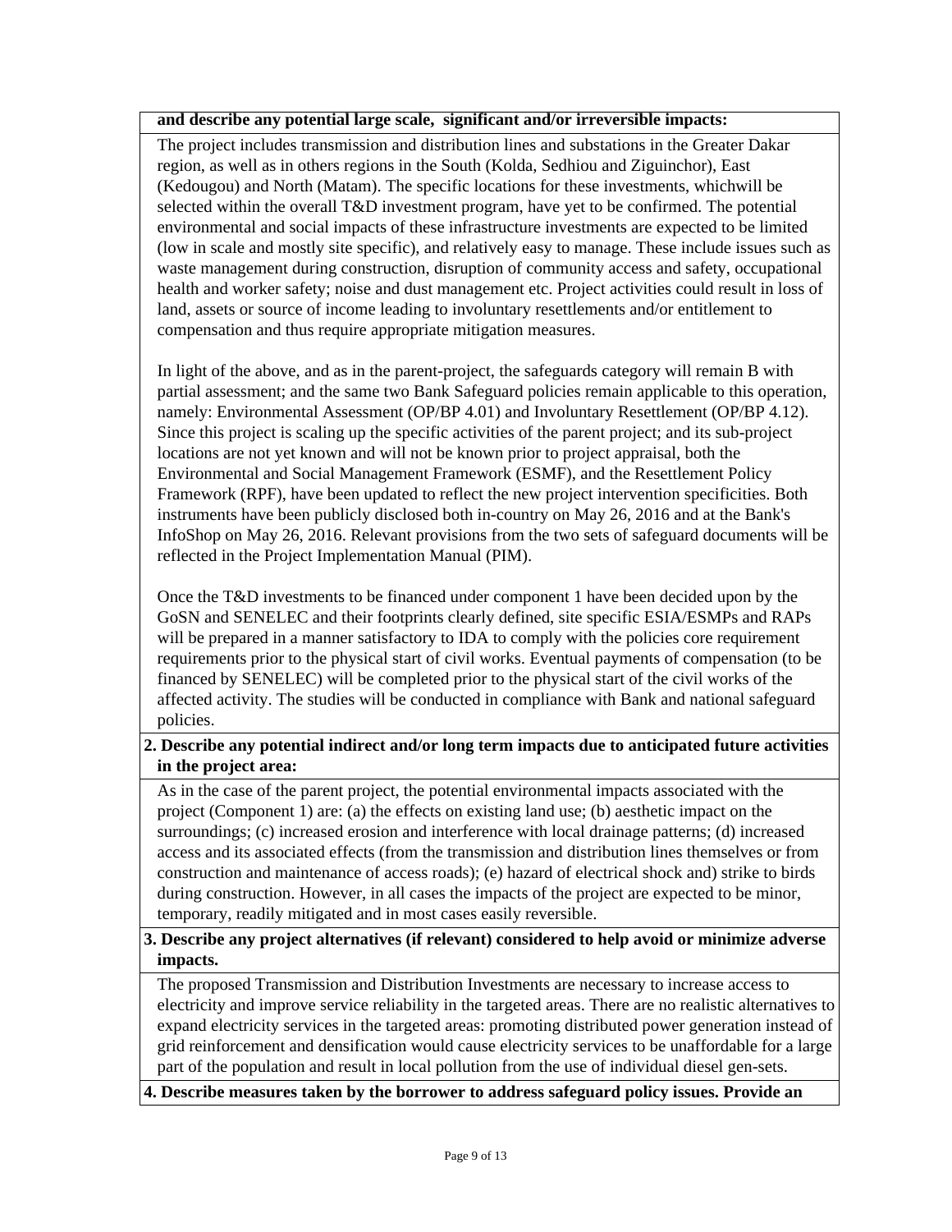**and describe any potential large scale, significant and/or irreversible impacts:**

The project includes transmission and distribution lines and substations in the Greater Dakar region, as well as in others regions in the South (Kolda, Sedhiou and Ziguinchor), East (Kedougou) and North (Matam). The specific locations for these investments, whichwill be selected within the overall T&D investment program, have yet to be confirmed. The potential environmental and social impacts of these infrastructure investments are expected to be limited (low in scale and mostly site specific), and relatively easy to manage. These include issues such as waste management during construction, disruption of community access and safety, occupational health and worker safety; noise and dust management etc. Project activities could result in loss of land, assets or source of income leading to involuntary resettlements and/or entitlement to compensation and thus require appropriate mitigation measures.

In light of the above, and as in the parent-project, the safeguards category will remain B with partial assessment; and the same two Bank Safeguard policies remain applicable to this operation, namely: Environmental Assessment (OP/BP 4.01) and Involuntary Resettlement (OP/BP 4.12). Since this project is scaling up the specific activities of the parent project; and its sub-project locations are not yet known and will not be known prior to project appraisal, both the Environmental and Social Management Framework (ESMF), and the Resettlement Policy Framework (RPF), have been updated to reflect the new project intervention specificities. Both instruments have been publicly disclosed both in-country on May 26, 2016 and at the Bank's InfoShop on May 26, 2016. Relevant provisions from the two sets of safeguard documents will be reflected in the Project Implementation Manual (PIM).

Once the T&D investments to be financed under component 1 have been decided upon by the GoSN and SENELEC and their footprints clearly defined, site specific ESIA/ESMPs and RAPs will be prepared in a manner satisfactory to IDA to comply with the policies core requirement requirements prior to the physical start of civil works. Eventual payments of compensation (to be financed by SENELEC) will be completed prior to the physical start of the civil works of the affected activity. The studies will be conducted in compliance with Bank and national safeguard policies.

**2. Describe any potential indirect and/or long term impacts due to anticipated future activities in the project area:**

As in the case of the parent project, the potential environmental impacts associated with the project (Component 1) are: (a) the effects on existing land use; (b) aesthetic impact on the surroundings; (c) increased erosion and interference with local drainage patterns; (d) increased access and its associated effects (from the transmission and distribution lines themselves or from construction and maintenance of access roads); (e) hazard of electrical shock and) strike to birds during construction. However, in all cases the impacts of the project are expected to be minor, temporary, readily mitigated and in most cases easily reversible.

**3. Describe any project alternatives (if relevant) considered to help avoid or minimize adverse impacts.**

The proposed Transmission and Distribution Investments are necessary to increase access to electricity and improve service reliability in the targeted areas. There are no realistic alternatives to expand electricity services in the targeted areas: promoting distributed power generation instead of grid reinforcement and densification would cause electricity services to be unaffordable for a large part of the population and result in local pollution from the use of individual diesel gen-sets.

**4. Describe measures taken by the borrower to address safeguard policy issues. Provide an**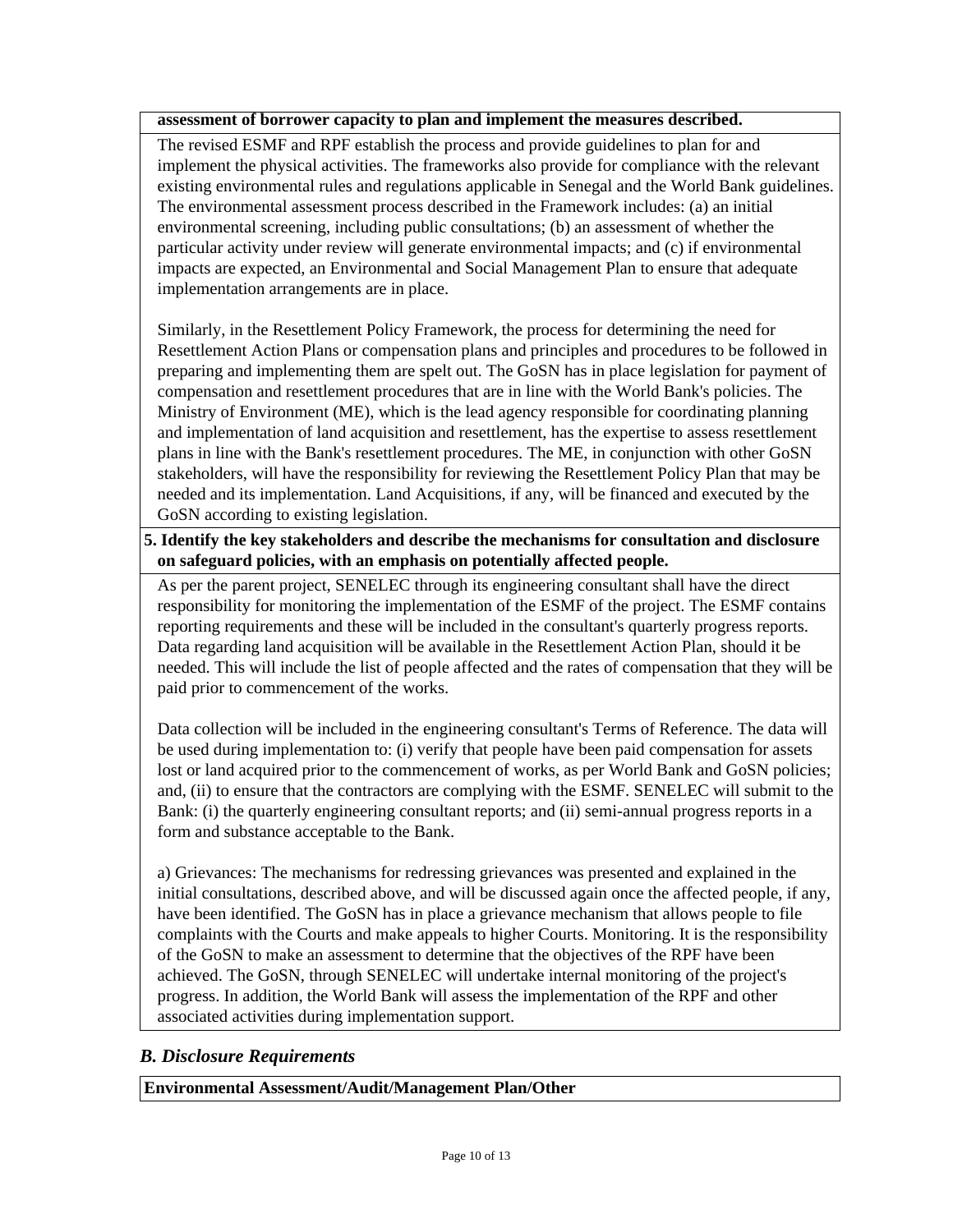**assessment of borrower capacity to plan and implement the measures described.**

The revised ESMF and RPF establish the process and provide guidelines to plan for and implement the physical activities. The frameworks also provide for compliance with the relevant existing environmental rules and regulations applicable in Senegal and the World Bank guidelines. The environmental assessment process described in the Framework includes: (a) an initial environmental screening, including public consultations; (b) an assessment of whether the particular activity under review will generate environmental impacts; and (c) if environmental impacts are expected, an Environmental and Social Management Plan to ensure that adequate implementation arrangements are in place.

Similarly, in the Resettlement Policy Framework, the process for determining the need for Resettlement Action Plans or compensation plans and principles and procedures to be followed in preparing and implementing them are spelt out. The GoSN has in place legislation for payment of compensation and resettlement procedures that are in line with the World Bank's policies. The Ministry of Environment (ME), which is the lead agency responsible for coordinating planning and implementation of land acquisition and resettlement, has the expertise to assess resettlement plans in line with the Bank's resettlement procedures. The ME, in conjunction with other GoSN stakeholders, will have the responsibility for reviewing the Resettlement Policy Plan that may be needed and its implementation. Land Acquisitions, if any, will be financed and executed by the GoSN according to existing legislation.

**5. Identify the key stakeholders and describe the mechanisms for consultation and disclosure on safeguard policies, with an emphasis on potentially affected people.**

As per the parent project, SENELEC through its engineering consultant shall have the direct responsibility for monitoring the implementation of the ESMF of the project. The ESMF contains reporting requirements and these will be included in the consultant's quarterly progress reports. Data regarding land acquisition will be available in the Resettlement Action Plan, should it be needed. This will include the list of people affected and the rates of compensation that they will be paid prior to commencement of the works.

Data collection will be included in the engineering consultant's Terms of Reference. The data will be used during implementation to: (i) verify that people have been paid compensation for assets lost or land acquired prior to the commencement of works, as per World Bank and GoSN policies; and, (ii) to ensure that the contractors are complying with the ESMF. SENELEC will submit to the Bank: (i) the quarterly engineering consultant reports; and (ii) semi-annual progress reports in a form and substance acceptable to the Bank.

a) Grievances: The mechanisms for redressing grievances was presented and explained in the initial consultations, described above, and will be discussed again once the affected people, if any, have been identified. The GoSN has in place a grievance mechanism that allows people to file complaints with the Courts and make appeals to higher Courts. Monitoring. It is the responsibility of the GoSN to make an assessment to determine that the objectives of the RPF have been achieved. The GoSN, through SENELEC will undertake internal monitoring of the project's progress. In addition, the World Bank will assess the implementation of the RPF and other associated activities during implementation support.

## *B. Disclosure Requirements*

**Environmental Assessment/Audit/Management Plan/Other**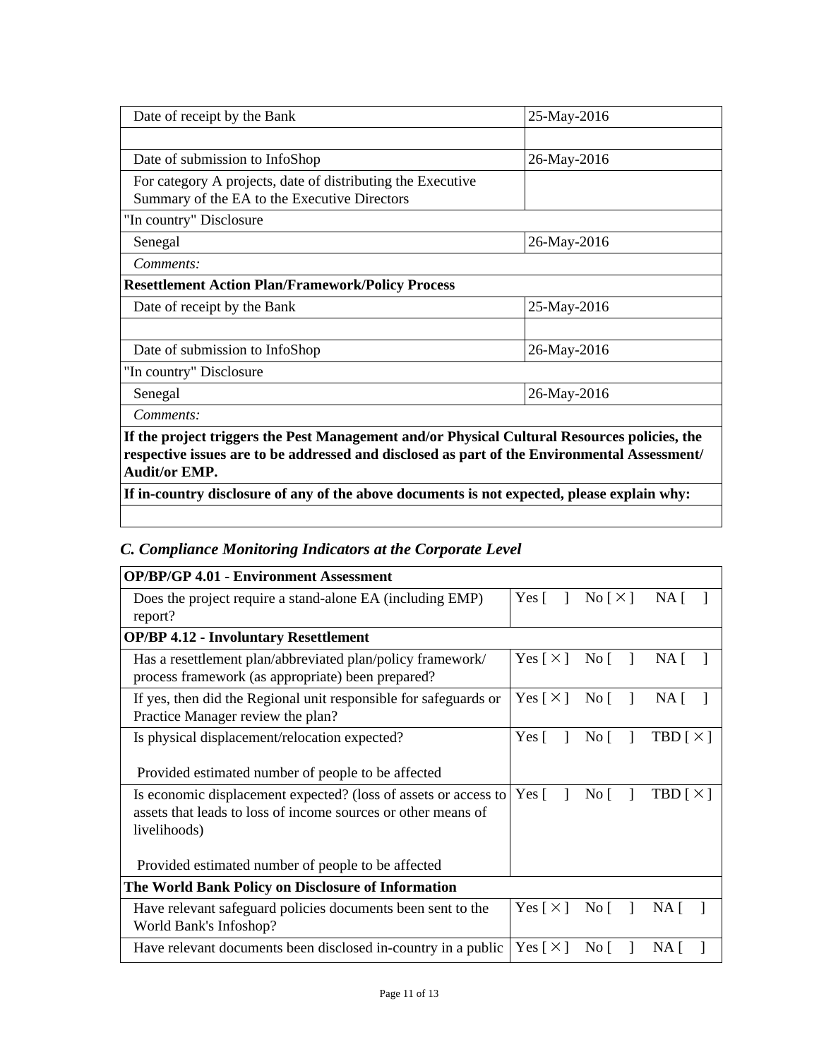| | |
|---|---|
| Date of receipt by the Bank | 25-May-2016 |
| | |
| Date of submission to InfoShop | 26-May-2016 |
| For category A projects, date of distributing the Executive Summary of the EA to the Executive Directors | |
| "In country" Disclosure | |
| Senegal | 26-May-2016 |
| *Comments:* | |
| **Resettlement Action Plan/Framework/Policy Process** | |
| Date of receipt by the Bank | 25-May-2016 |
| | |
| Date of submission to InfoShop | 26-May-2016 |
| "In country" Disclosure | |
| Senegal | 26-May-2016 |
| *Comments:* | |
| **If the project triggers the Pest Management and/or Physical Cultural Resources policies, the respective issues are to be addressed and disclosed as part of the Environmental Assessment/ Audit/or EMP.** | |
| **If in-country disclosure of any of the above documents is not expected, please explain why:** | |
| | |

## *C. Compliance Monitoring Indicators at the Corporate Level*

| | |
|---|---|
| **OP/BP/GP 4.01 - Environment Assessment** | |
| Does the project require a stand-alone EA (including EMP) report? | Yes [ ] No [ × ] NA [ ] |
| **OP/BP 4.12 - Involuntary Resettlement** | |
| Has a resettlement plan/abbreviated plan/policy framework/ process framework (as appropriate) been prepared? | Yes [ × ] No [ ] NA [ ] |
| If yes, then did the Regional unit responsible for safeguards or Practice Manager review the plan? | Yes [ × ] No [ ] NA [ ] |
| Is physical displacement/relocation expected?<br><br>Provided estimated number of people to be affected | Yes [ ] No [ ] TBD [ × ] |
| Is economic displacement expected? (loss of assets or access to assets that leads to loss of income sources or other means of livelihoods)<br><br>Provided estimated number of people to be affected | Yes [ ] No [ ] TBD [ × ] |
| **The World Bank Policy on Disclosure of Information** | |
| Have relevant safeguard policies documents been sent to the World Bank's Infoshop? | Yes [ × ] No [ ] NA [ ] |
| Have relevant documents been disclosed in-country in a public | Yes [ × ] No [ ] NA [ ] |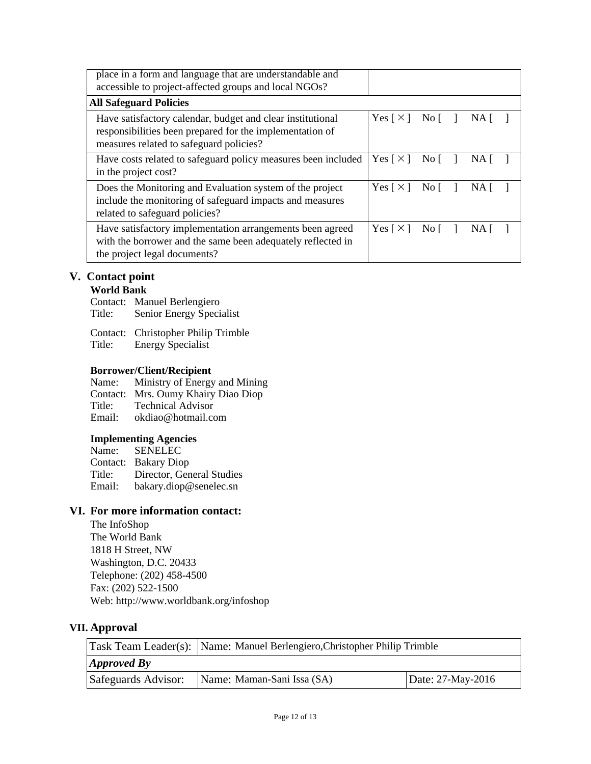| | |
|---|---|
| place in a form and language that are understandable and accessible to project-affected groups and local NGOs? | |
| **All Safeguard Policies** | |
| Have satisfactory calendar, budget and clear institutional responsibilities been prepared for the implementation of measures related to safeguard policies? | Yes [ × ] No [ ] NA [ ] |
| Have costs related to safeguard policy measures been included in the project cost? | Yes [ × ] No [ ] NA [ ] |
| Does the Monitoring and Evaluation system of the project include the monitoring of safeguard impacts and measures related to safeguard policies? | Yes [ × ] No [ ] NA [ ] |
| Have satisfactory implementation arrangements been agreed with the borrower and the same been adequately reflected in the project legal documents? | Yes [ × ] No [ ] NA [ ] |

## V. Contact point

**World Bank**

Contact: Manuel Berlengiero
Title: Senior Energy Specialist

Contact: Christopher Philip Trimble
Title: Energy Specialist

**Borrower/Client/Recipient**

Name: Ministry of Energy and Mining
Contact: Mrs. Oumy Khairy Diao Diop
Title: Technical Advisor
Email: okdiao@hotmail.com

**Implementing Agencies**

Name: SENELEC
Contact: Bakary Diop
Title: Director, General Studies
Email: bakary.diop@senelec.sn

## VI. For more information contact:

The InfoShop
The World Bank
1818 H Street, NW
Washington, D.C. 20433
Telephone: (202) 458-4500
Fax: (202) 522-1500
Web: http://www.worldbank.org/infoshop

## VII. Approval

| Task Team Leader(s): | Name: Manuel Berlengiero,Christopher Philip Trimble | |
|---|---|---|
| ***Approved By*** | | |
| Safeguards Advisor: | Name: Maman-Sani Issa (SA) | Date: 27-May-2016 |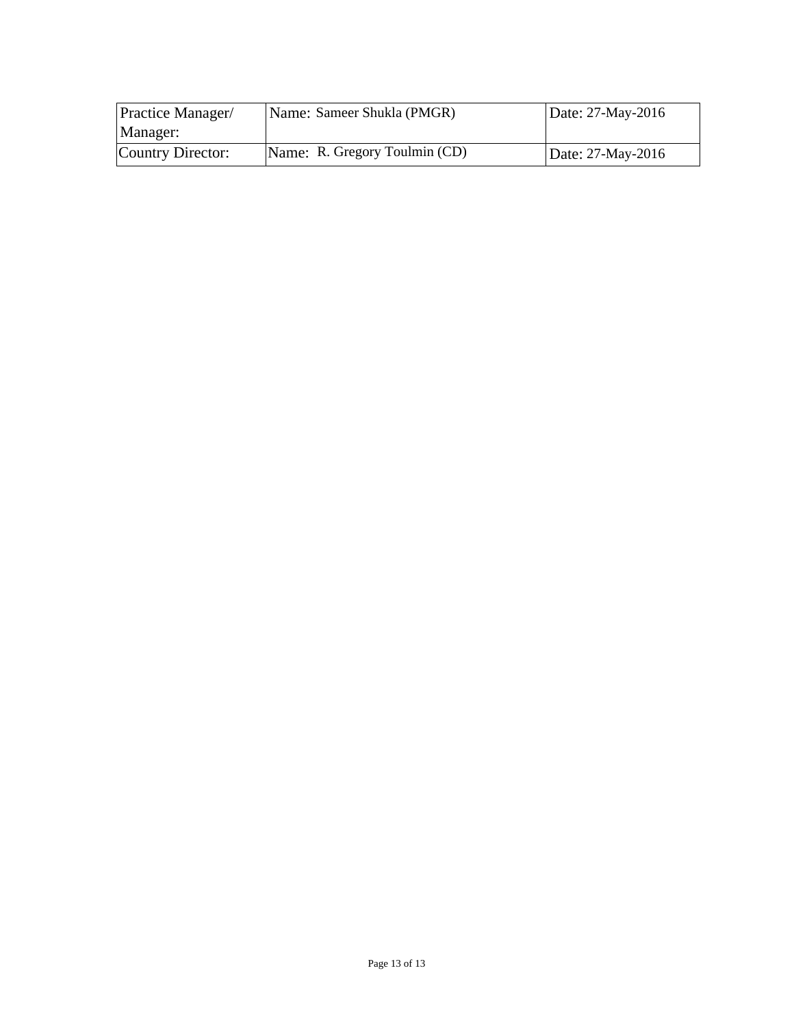| | | |
|---|---|---|
| Practice Manager/ Manager: | Name: Sameer Shukla (PMGR) | Date: 27-May-2016 |
| Country Director: | Name: R. Gregory Toulmin (CD) | Date: 27-May-2016 |